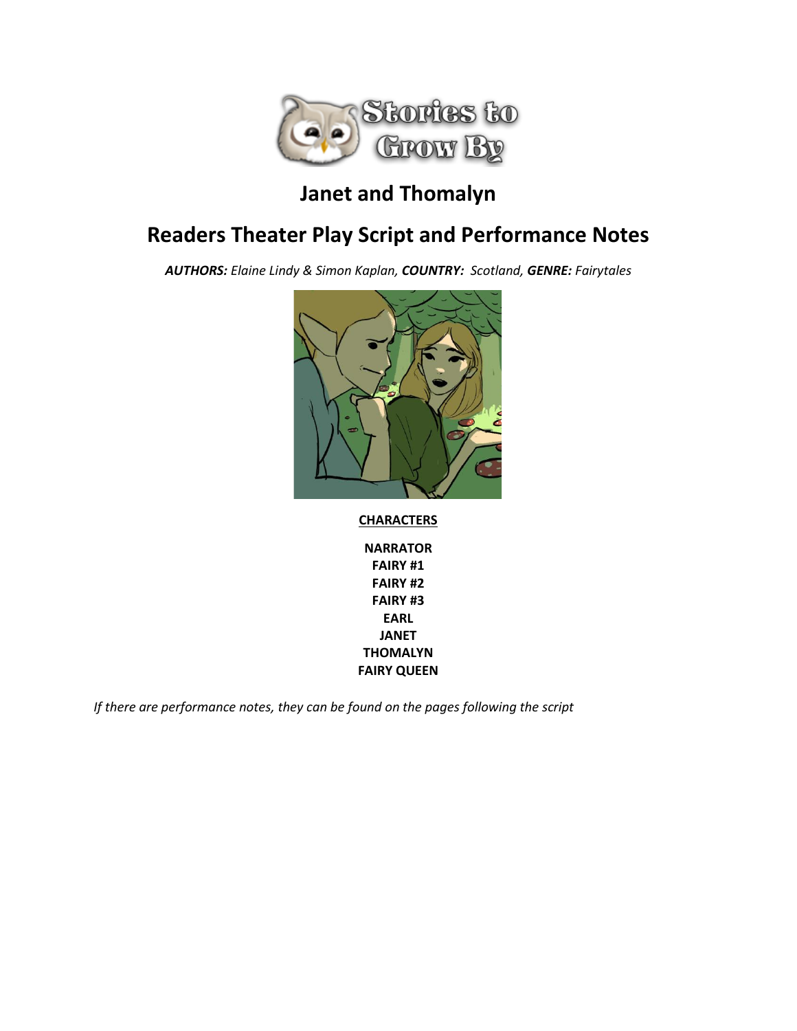# Janet and Thomalyn

## Readers Theater Play Script and Performance Notes

***AUTHORS:*** *Elaine Lindy & Simon Kaplan,* ***COUNTRY:*** *Scotland,* ***GENRE:*** *Fairytales*

**CHARACTERS**

**NARRATOR**
**FAIRY #1**
**FAIRY #2**
**FAIRY #3**
**EARL**
**JANET**
**THOMALYN**
**FAIRY QUEEN**

*If there are performance notes, they can be found on the pages following the script*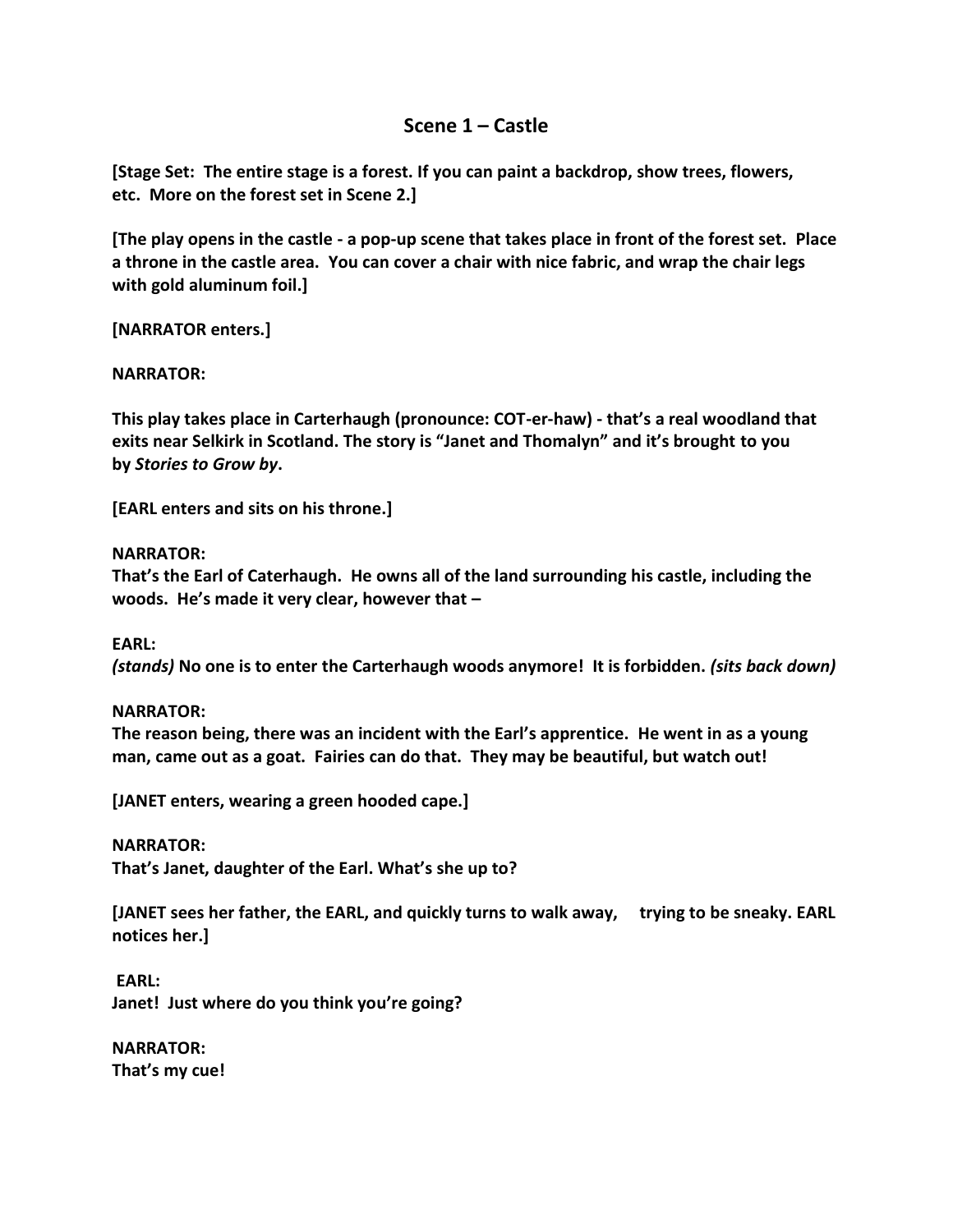## Scene 1 – Castle

**[Stage Set: The entire stage is a forest. If you can paint a backdrop, show trees, flowers, etc. More on the forest set in Scene 2.]**

**[The play opens in the castle - a pop-up scene that takes place in front of the forest set. Place a throne in the castle area. You can cover a chair with nice fabric, and wrap the chair legs with gold aluminum foil.]**

**[NARRATOR enters.]**

**NARRATOR:**

**This play takes place in Carterhaugh (pronounce: COT-er-haw) - that's a real woodland that exits near Selkirk in Scotland. The story is "Janet and Thomalyn" and it's brought to you by *Stories to Grow by*.**

**[EARL enters and sits on his throne.]**

**NARRATOR:**
**That's the Earl of Caterhaugh. He owns all of the land surrounding his castle, including the woods. He's made it very clear, however that –**

**EARL:**
***(stands)* No one is to enter the Carterhaugh woods anymore! It is forbidden. *(sits back down)***

**NARRATOR:**
**The reason being, there was an incident with the Earl's apprentice. He went in as a young man, came out as a goat. Fairies can do that. They may be beautiful, but watch out!**

**[JANET enters, wearing a green hooded cape.]**

**NARRATOR:**
**That's Janet, daughter of the Earl. What's she up to?**

**[JANET sees her father, the EARL, and quickly turns to walk away, trying to be sneaky. EARL notices her.]**

**EARL:**
**Janet! Just where do you think you're going?**

**NARRATOR:**
**That's my cue!**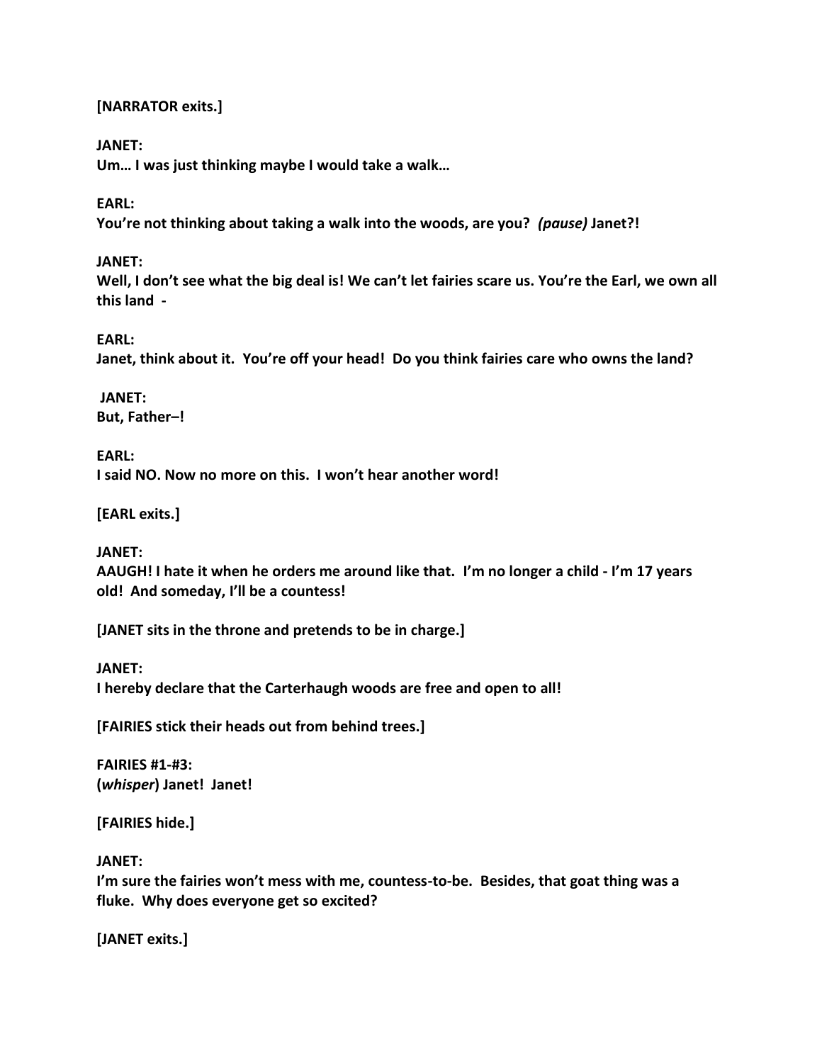**[NARRATOR exits.]**

**JANET:**
**Um… I was just thinking maybe I would take a walk…**

**EARL:**
**You're not thinking about taking a walk into the woods, are you?** ***(pause)*** **Janet?!**

**JANET:**
**Well, I don't see what the big deal is! We can't let fairies scare us. You're the Earl, we own all this land -**

**EARL:**
**Janet, think about it. You're off your head! Do you think fairies care who owns the land?**

**JANET:**
**But, Father–!**

**EARL:**
**I said NO. Now no more on this. I won't hear another word!**

**[EARL exits.]**

**JANET:**
**AAUGH! I hate it when he orders me around like that. I'm no longer a child - I'm 17 years old! And someday, I'll be a countess!**

**[JANET sits in the throne and pretends to be in charge.]**

**JANET:**
**I hereby declare that the Carterhaugh woods are free and open to all!**

**[FAIRIES stick their heads out from behind trees.]**

**FAIRIES #1-#3:**
**(*whisper*) Janet! Janet!**

**[FAIRIES hide.]**

**JANET:**
**I'm sure the fairies won't mess with me, countess-to-be. Besides, that goat thing was a fluke. Why does everyone get so excited?**

**[JANET exits.]**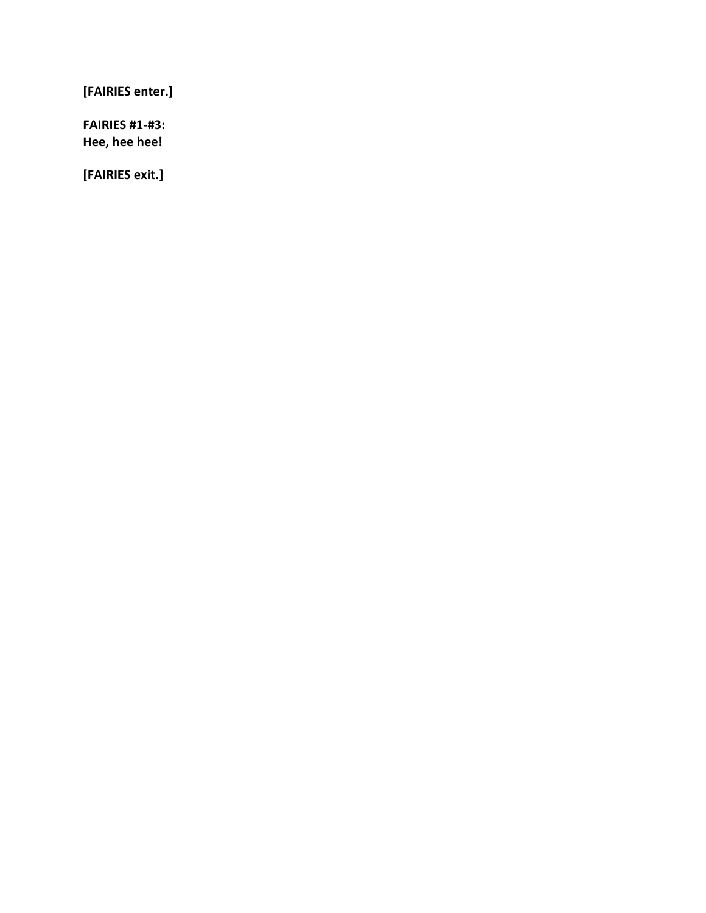**[FAIRIES enter.]**

**FAIRIES #1-#3:**
**Hee, hee hee!**

**[FAIRIES exit.]**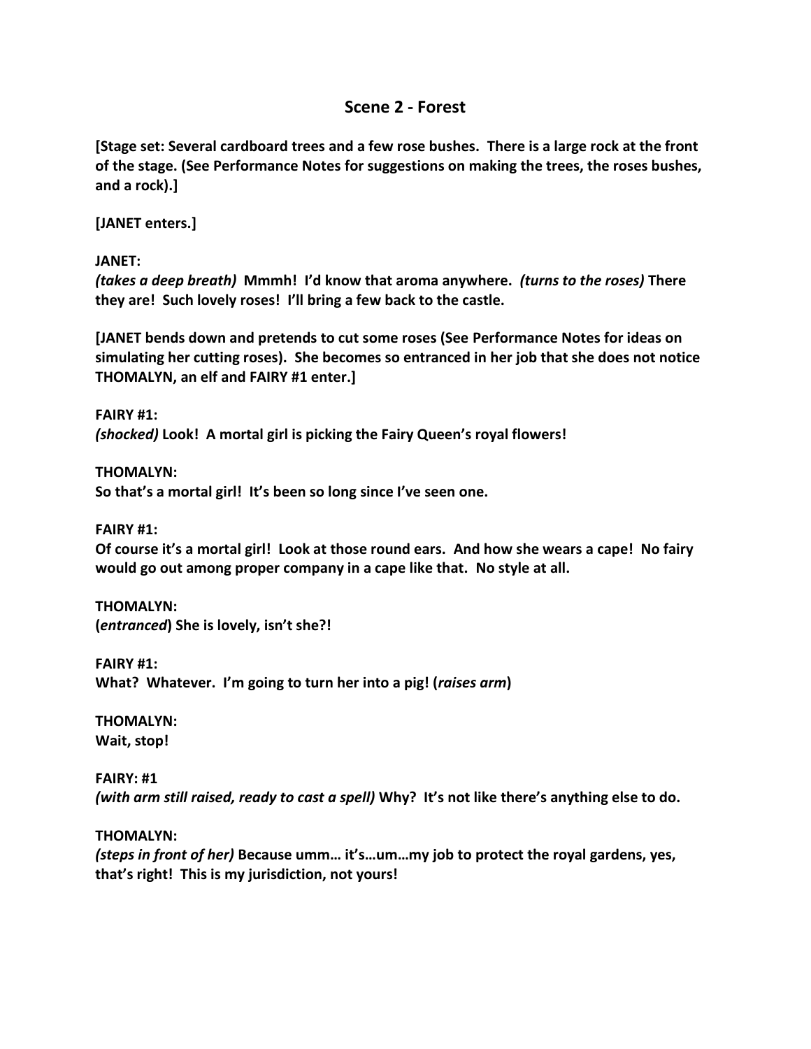## Scene 2 - Forest

**[Stage set: Several cardboard trees and a few rose bushes. There is a large rock at the front of the stage. (See Performance Notes for suggestions on making the trees, the roses bushes, and a rock).]**

**[JANET enters.]**

**JANET:**
***(takes a deep breath)*** **Mmmh! I'd know that aroma anywhere.** ***(turns to the roses)*** **There they are! Such lovely roses! I'll bring a few back to the castle.**

**[JANET bends down and pretends to cut some roses (See Performance Notes for ideas on simulating her cutting roses). She becomes so entranced in her job that she does not notice THOMALYN, an elf and FAIRY #1 enter.]**

**FAIRY #1:**
***(shocked)*** **Look! A mortal girl is picking the Fairy Queen's royal flowers!**

**THOMALYN:**
**So that's a mortal girl! It's been so long since I've seen one.**

**FAIRY #1:**
**Of course it's a mortal girl! Look at those round ears. And how she wears a cape! No fairy would go out among proper company in a cape like that. No style at all.**

**THOMALYN:**
**(*entranced*) She is lovely, isn't she?!**

**FAIRY #1:**
**What? Whatever. I'm going to turn her into a pig! (*raises arm*)**

**THOMALYN:**
**Wait, stop!**

**FAIRY: #1**
***(with arm still raised, ready to cast a spell)*** **Why? It's not like there's anything else to do.**

**THOMALYN:**
***(steps in front of her)*** **Because umm… it's…um…my job to protect the royal gardens, yes, that's right! This is my jurisdiction, not yours!**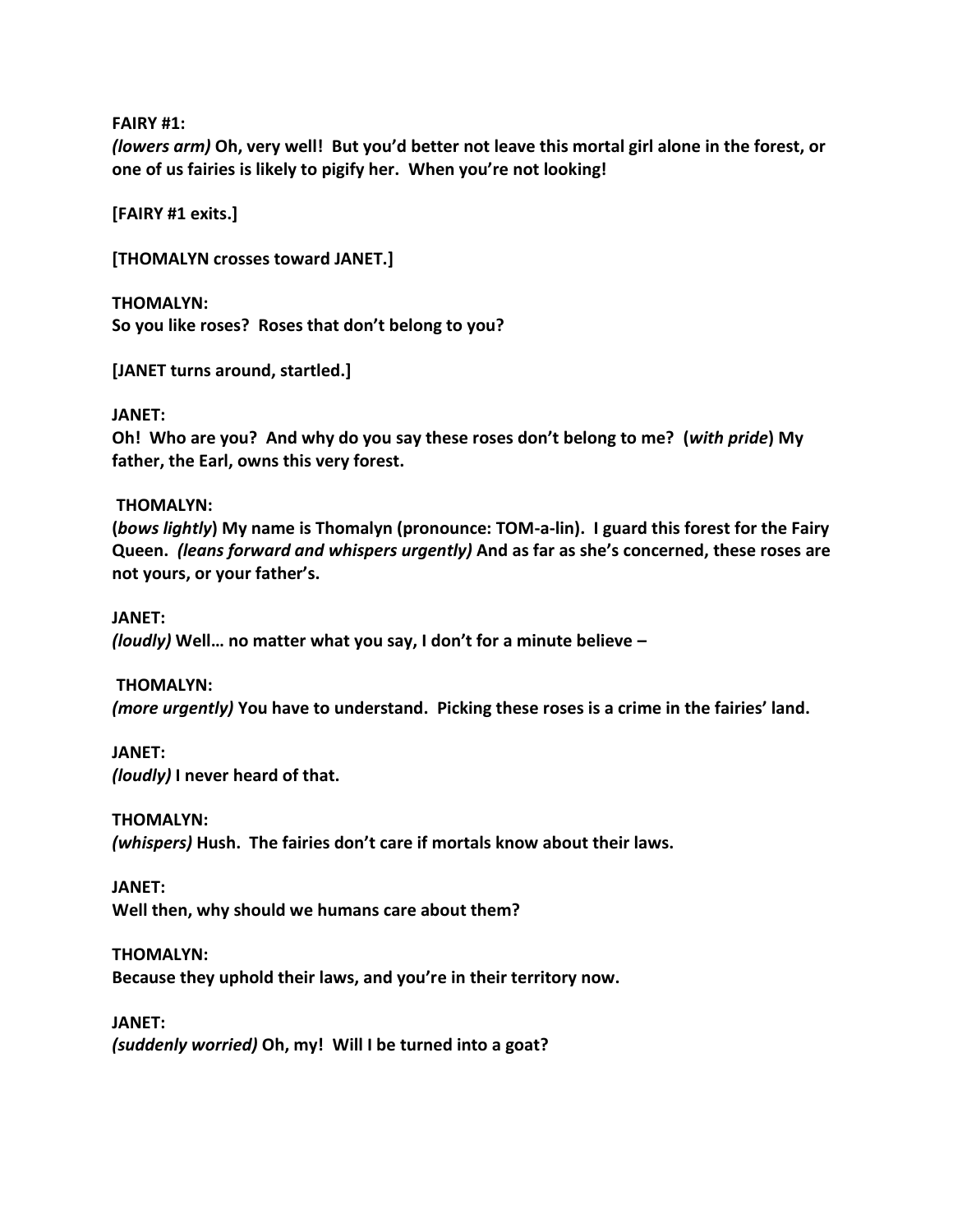**FAIRY #1:**
***(lowers arm)*** **Oh, very well! But you'd better not leave this mortal girl alone in the forest, or one of us fairies is likely to pigify her. When you're not looking!**

**[FAIRY #1 exits.]**

**[THOMALYN crosses toward JANET.]**

**THOMALYN:**
**So you like roses? Roses that don't belong to you?**

**[JANET turns around, startled.]**

**JANET:**
**Oh! Who are you? And why do you say these roses don't belong to me? (*with pride*) My father, the Earl, owns this very forest.**

**THOMALYN:**
**(*bows lightly*) My name is Thomalyn (pronounce: TOM-a-lin). I guard this forest for the Fairy Queen.** ***(leans forward and whispers urgently)*** **And as far as she's concerned, these roses are not yours, or your father's.**

**JANET:**
***(loudly)*** **Well… no matter what you say, I don't for a minute believe –**

**THOMALYN:**
***(more urgently)*** **You have to understand. Picking these roses is a crime in the fairies' land.**

**JANET:**
***(loudly)*** **I never heard of that.**

**THOMALYN:**
***(whispers)*** **Hush. The fairies don't care if mortals know about their laws.**

**JANET:**
**Well then, why should we humans care about them?**

**THOMALYN:**
**Because they uphold their laws, and you're in their territory now.**

**JANET:**
***(suddenly worried)*** **Oh, my! Will I be turned into a goat?**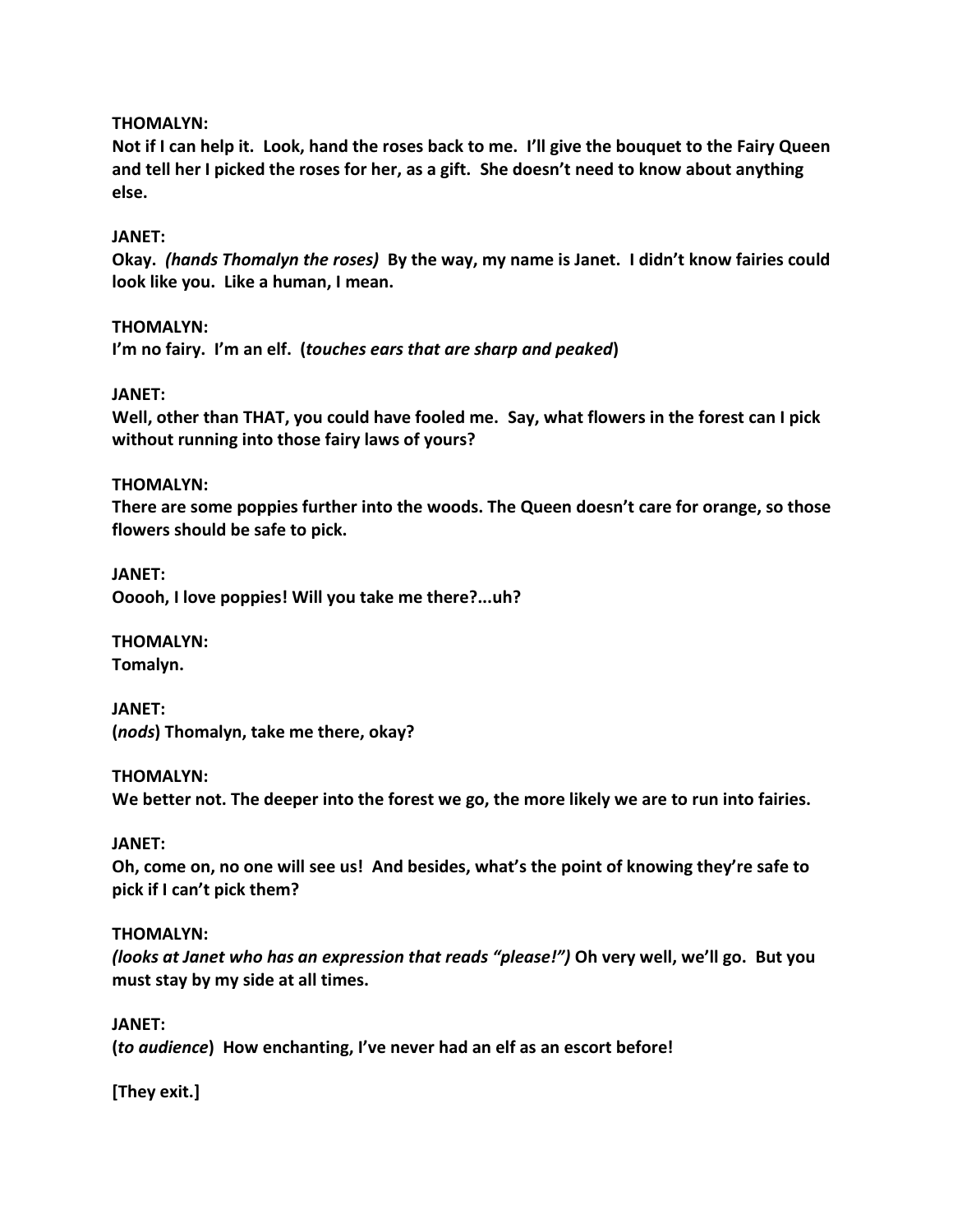**THOMALYN:**
**Not if I can help it. Look, hand the roses back to me. I'll give the bouquet to the Fairy Queen and tell her I picked the roses for her, as a gift. She doesn't need to know about anything else.**

**JANET:**
**Okay.** ***(hands Thomalyn the roses)*** **By the way, my name is Janet. I didn't know fairies could look like you. Like a human, I mean.**

**THOMALYN:**
**I'm no fairy. I'm an elf. (*touches ears that are sharp and peaked*)**

**JANET:**
**Well, other than THAT, you could have fooled me. Say, what flowers in the forest can I pick without running into those fairy laws of yours?**

**THOMALYN:**
**There are some poppies further into the woods. The Queen doesn't care for orange, so those flowers should be safe to pick.**

**JANET:**
**Ooooh, I love poppies! Will you take me there?...uh?**

**THOMALYN:**
**Tomalyn.**

**JANET:**
**(*nods*) Thomalyn, take me there, okay?**

**THOMALYN:**
**We better not. The deeper into the forest we go, the more likely we are to run into fairies.**

**JANET:**
**Oh, come on, no one will see us! And besides, what's the point of knowing they're safe to pick if I can't pick them?**

**THOMALYN:**
***(looks at Janet who has an expression that reads "please!")*** **Oh very well, we'll go. But you must stay by my side at all times.**

**JANET:**
**(*to audience*) How enchanting, I've never had an elf as an escort before!**

**[They exit.]**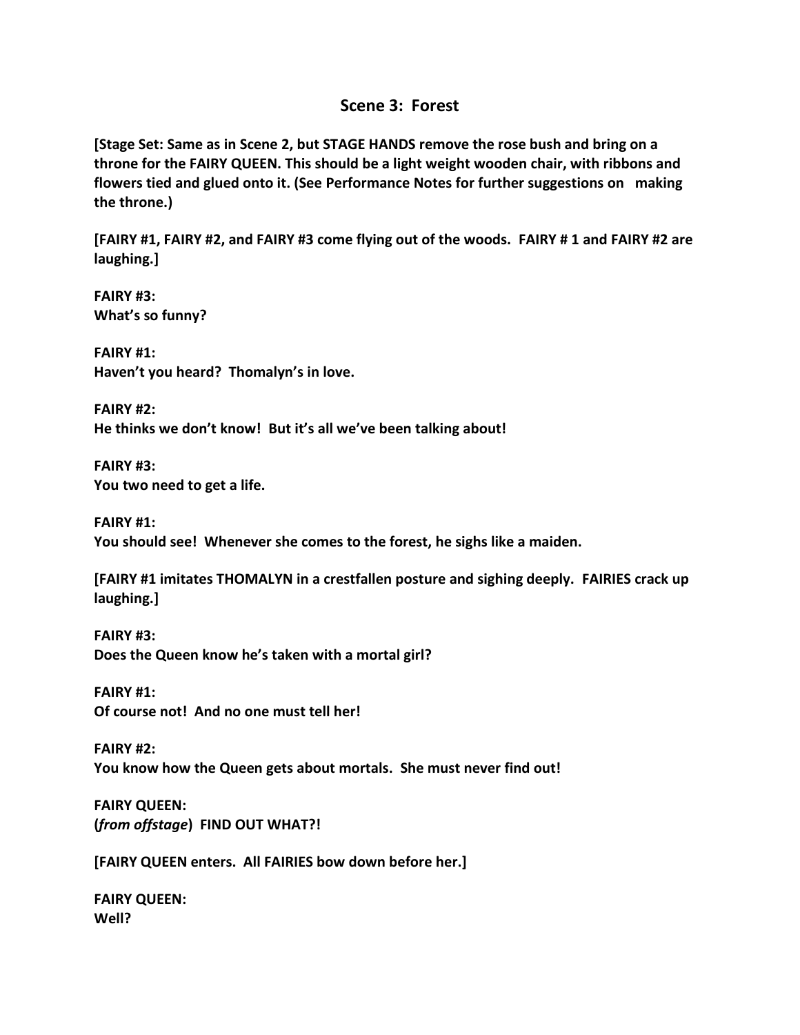## Scene 3: Forest

**[Stage Set: Same as in Scene 2, but STAGE HANDS remove the rose bush and bring on a throne for the FAIRY QUEEN. This should be a light weight wooden chair, with ribbons and flowers tied and glued onto it. (See Performance Notes for further suggestions on making the throne.)**

**[FAIRY #1, FAIRY #2, and FAIRY #3 come flying out of the woods. FAIRY # 1 and FAIRY #2 are laughing.]**

**FAIRY #3:**
**What's so funny?**

**FAIRY #1:**
**Haven't you heard? Thomalyn's in love.**

**FAIRY #2:**
**He thinks we don't know! But it's all we've been talking about!**

**FAIRY #3:**
**You two need to get a life.**

**FAIRY #1:**
**You should see! Whenever she comes to the forest, he sighs like a maiden.**

**[FAIRY #1 imitates THOMALYN in a crestfallen posture and sighing deeply. FAIRIES crack up laughing.]**

**FAIRY #3:**
**Does the Queen know he's taken with a mortal girl?**

**FAIRY #1:**
**Of course not! And no one must tell her!**

**FAIRY #2:**
**You know how the Queen gets about mortals. She must never find out!**

**FAIRY QUEEN:**
**(*from offstage*) FIND OUT WHAT?!**

**[FAIRY QUEEN enters. All FAIRIES bow down before her.]**

**FAIRY QUEEN:**
**Well?**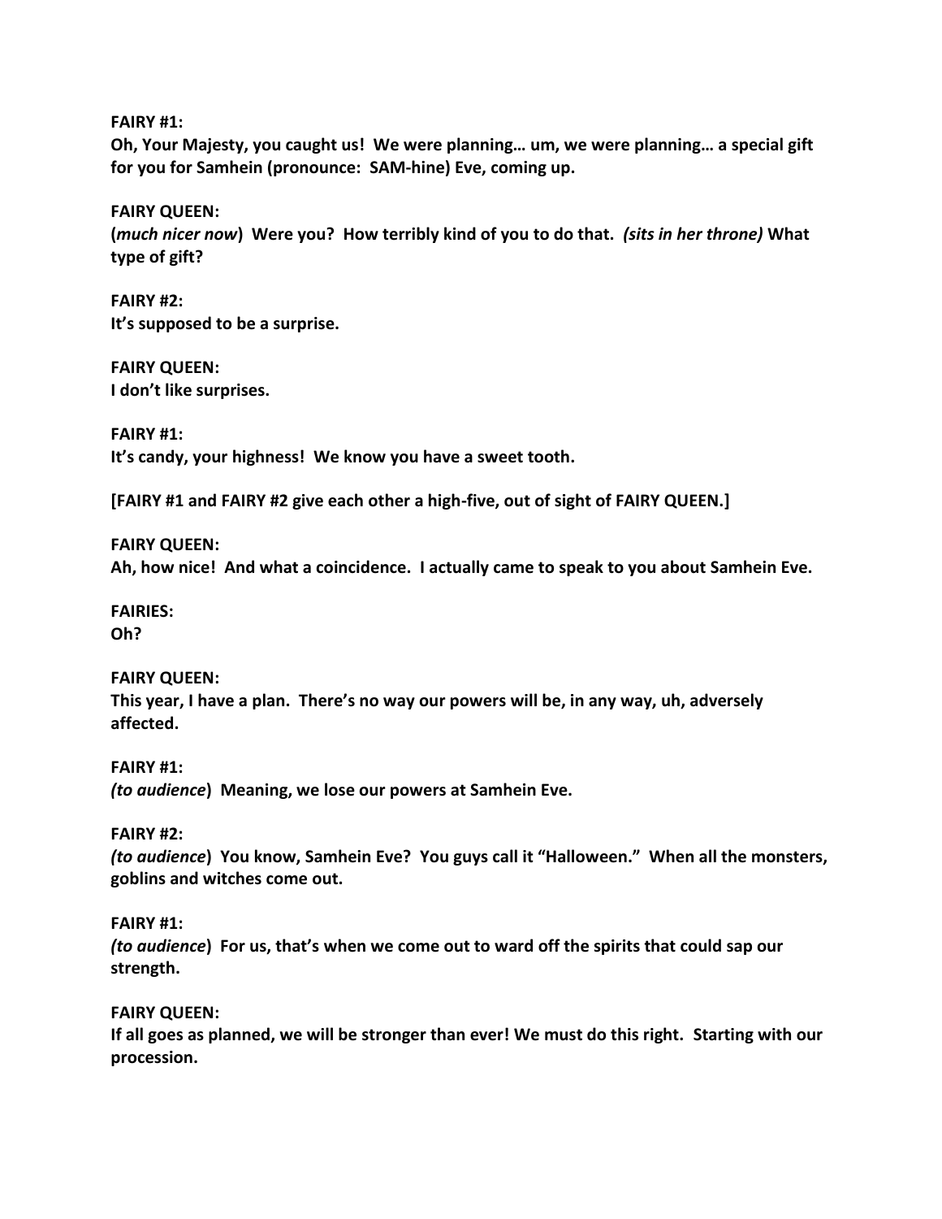**FAIRY #1:**
**Oh, Your Majesty, you caught us! We were planning… um, we were planning… a special gift for you for Samhein (pronounce: SAM-hine) Eve, coming up.**

**FAIRY QUEEN:**
**(*much nicer now*) Were you? How terribly kind of you to do that. *(sits in her throne)* What type of gift?**

**FAIRY #2:**
**It's supposed to be a surprise.**

**FAIRY QUEEN:**
**I don't like surprises.**

**FAIRY #1:**
**It's candy, your highness! We know you have a sweet tooth.**

**[FAIRY #1 and FAIRY #2 give each other a high-five, out of sight of FAIRY QUEEN.]**

**FAIRY QUEEN:**
**Ah, how nice! And what a coincidence. I actually came to speak to you about Samhein Eve.**

**FAIRIES:**
**Oh?**

**FAIRY QUEEN:**
**This year, I have a plan. There's no way our powers will be, in any way, uh, adversely affected.**

**FAIRY #1:**
***(to audience*) Meaning, we lose our powers at Samhein Eve.**

**FAIRY #2:**
***(to audience*) You know, Samhein Eve? You guys call it "Halloween." When all the monsters, goblins and witches come out.**

**FAIRY #1:**
***(to audience*) For us, that's when we come out to ward off the spirits that could sap our strength.**

**FAIRY QUEEN:**
**If all goes as planned, we will be stronger than ever! We must do this right. Starting with our procession.**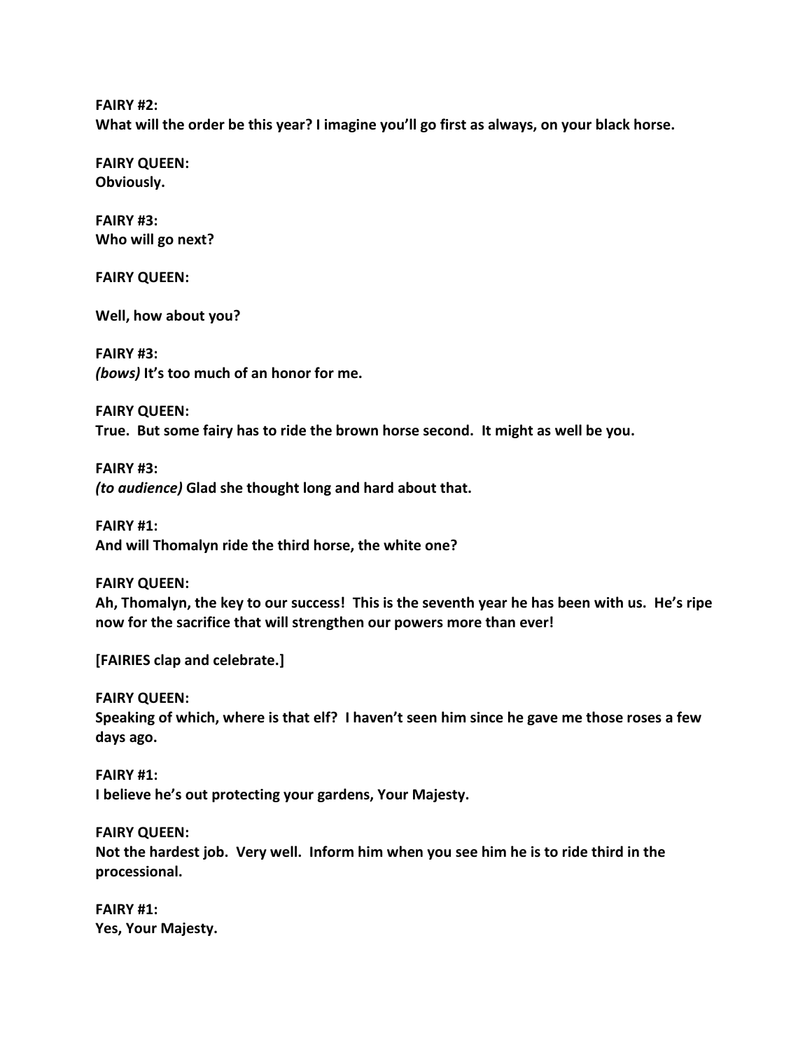**FAIRY #2:**
**What will the order be this year? I imagine you'll go first as always, on your black horse.**

**FAIRY QUEEN:**
**Obviously.**

**FAIRY #3:**
**Who will go next?**

**FAIRY QUEEN:**

**Well, how about you?**

**FAIRY #3:**
***(bows)* It's too much of an honor for me.**

**FAIRY QUEEN:**
**True. But some fairy has to ride the brown horse second. It might as well be you.**

**FAIRY #3:**
***(to audience)* Glad she thought long and hard about that.**

**FAIRY #1:**
**And will Thomalyn ride the third horse, the white one?**

**FAIRY QUEEN:**
**Ah, Thomalyn, the key to our success! This is the seventh year he has been with us. He's ripe now for the sacrifice that will strengthen our powers more than ever!**

**[FAIRIES clap and celebrate.]**

**FAIRY QUEEN:**
**Speaking of which, where is that elf? I haven't seen him since he gave me those roses a few days ago.**

**FAIRY #1:**
**I believe he's out protecting your gardens, Your Majesty.**

**FAIRY QUEEN:**
**Not the hardest job. Very well. Inform him when you see him he is to ride third in the processional.**

**FAIRY #1:**
**Yes, Your Majesty.**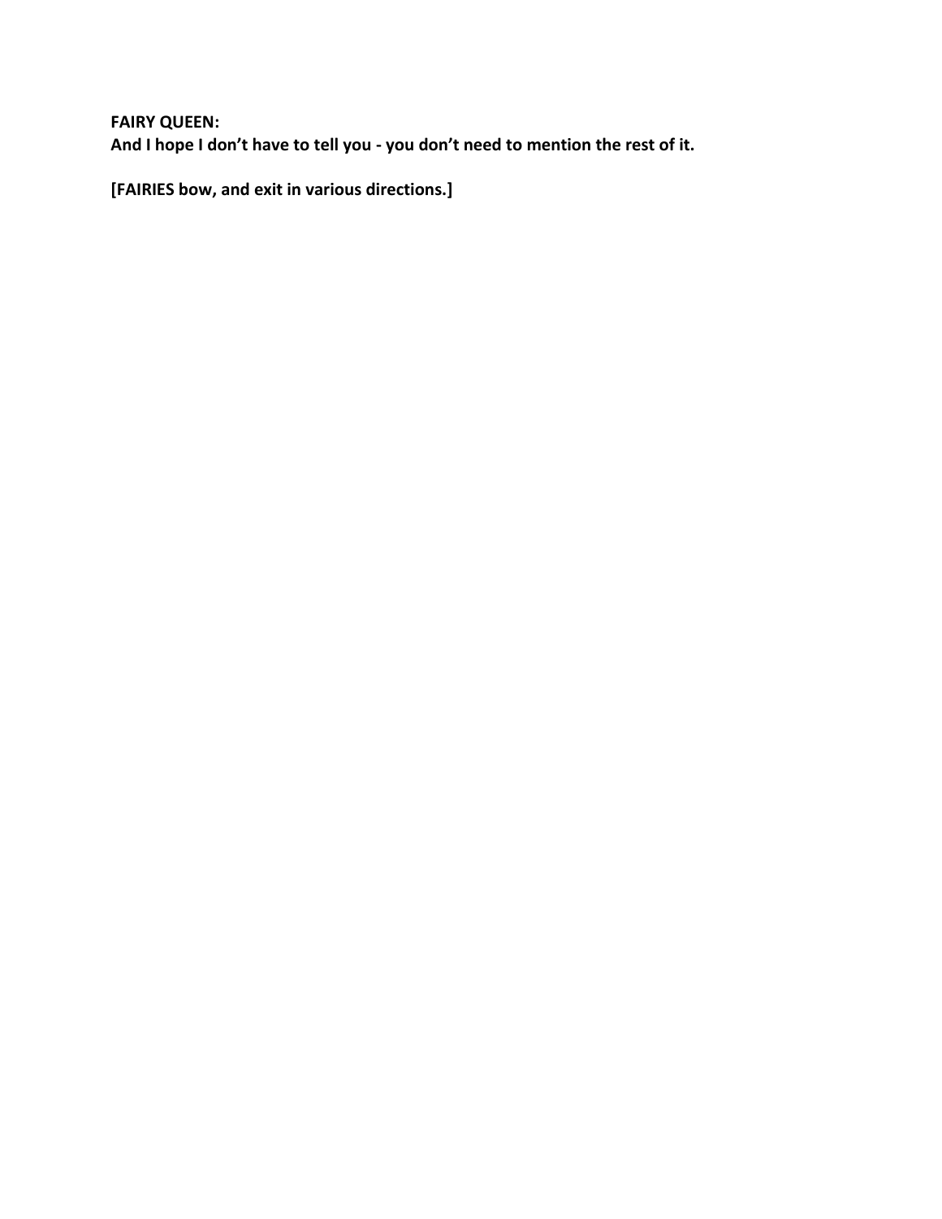**FAIRY QUEEN:**
**And I hope I don't have to tell you - you don't need to mention the rest of it.**

**[FAIRIES bow, and exit in various directions.]**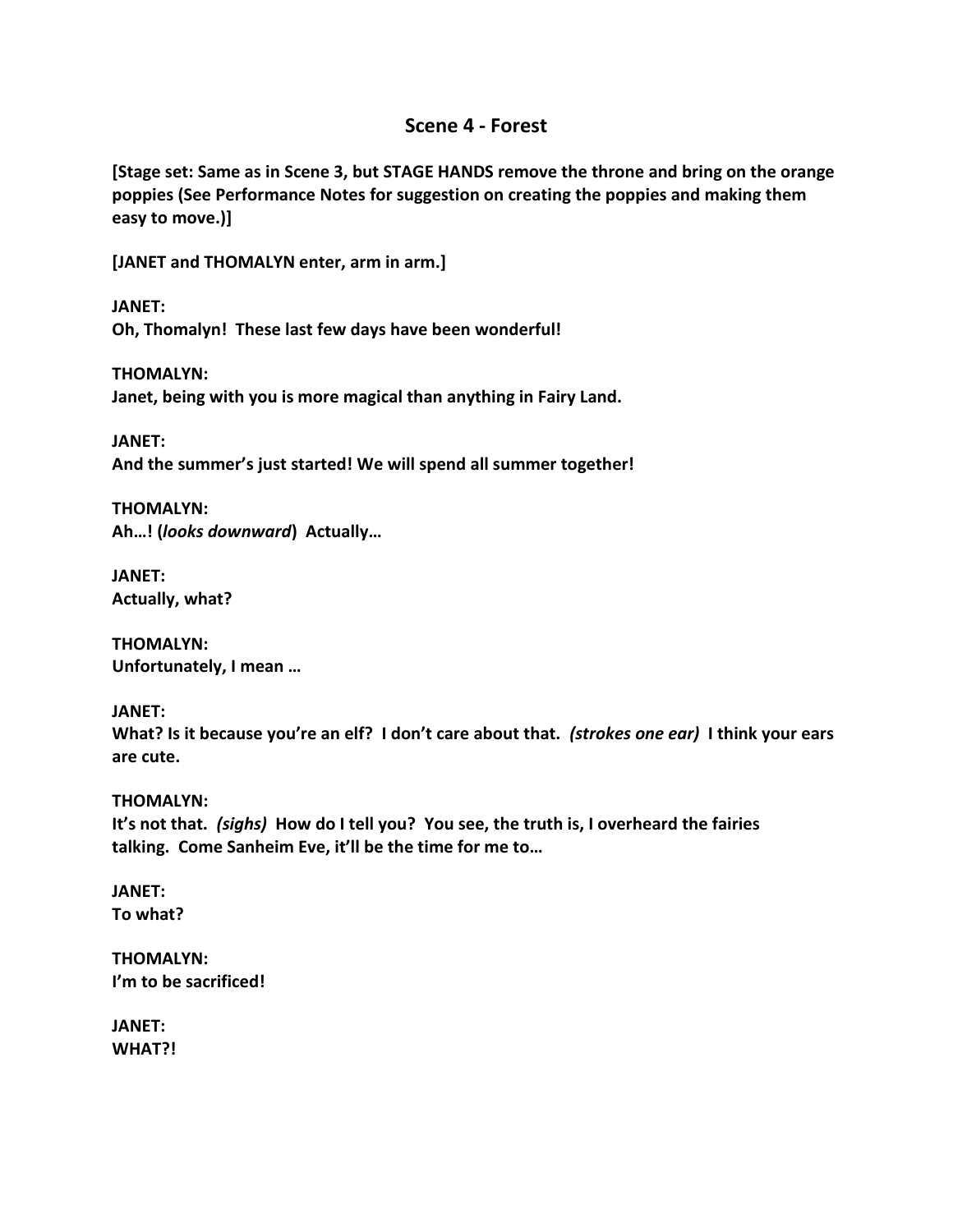## Scene 4 - Forest

**[Stage set: Same as in Scene 3, but STAGE HANDS remove the throne and bring on the orange poppies (See Performance Notes for suggestion on creating the poppies and making them easy to move.)]**

**[JANET and THOMALYN enter, arm in arm.]**

**JANET:**
**Oh, Thomalyn! These last few days have been wonderful!**

**THOMALYN:**
**Janet, being with you is more magical than anything in Fairy Land.**

**JANET:**
**And the summer's just started! We will spend all summer together!**

**THOMALYN:**
**Ah…! (*looks downward*) Actually…**

**JANET:**
**Actually, what?**

**THOMALYN:**
**Unfortunately, I mean …**

**JANET:**
**What? Is it because you're an elf? I don't care about that. *(strokes one ear)* I think your ears are cute.**

**THOMALYN:**
**It's not that. *(sighs)* How do I tell you? You see, the truth is, I overheard the fairies talking. Come Sanheim Eve, it'll be the time for me to…**

**JANET:**
**To what?**

**THOMALYN:**
**I'm to be sacrificed!**

**JANET:**
**WHAT?!**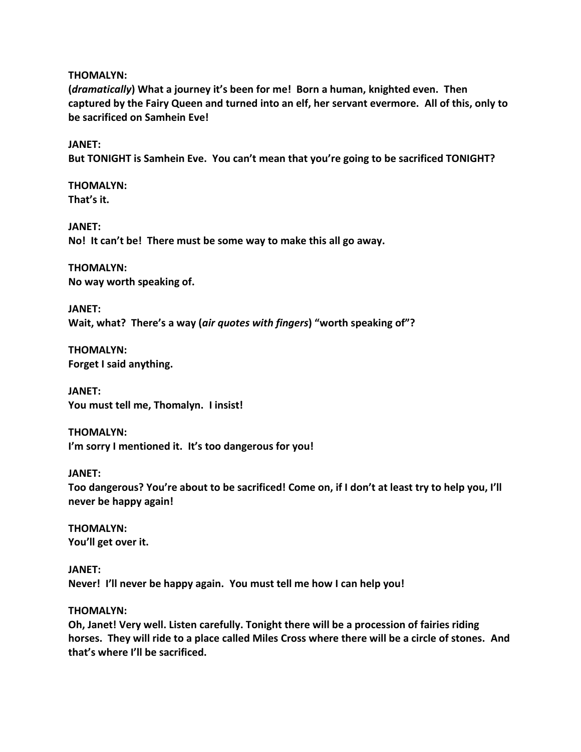**THOMALYN:**
**(*dramatically*) What a journey it's been for me! Born a human, knighted even. Then captured by the Fairy Queen and turned into an elf, her servant evermore. All of this, only to be sacrificed on Samhein Eve!**

**JANET:**
**But TONIGHT is Samhein Eve. You can't mean that you're going to be sacrificed TONIGHT?**

**THOMALYN:**
**That's it.**

**JANET:**
**No! It can't be! There must be some way to make this all go away.**

**THOMALYN:**
**No way worth speaking of.**

**JANET:**
**Wait, what? There's a way (*air quotes with fingers*) "worth speaking of"?**

**THOMALYN:**
**Forget I said anything.**

**JANET:**
**You must tell me, Thomalyn. I insist!**

**THOMALYN:**
**I'm sorry I mentioned it. It's too dangerous for you!**

**JANET:**
**Too dangerous? You're about to be sacrificed! Come on, if I don't at least try to help you, I'll never be happy again!**

**THOMALYN:**
**You'll get over it.**

**JANET:**
**Never! I'll never be happy again. You must tell me how I can help you!**

**THOMALYN:**
**Oh, Janet! Very well. Listen carefully. Tonight there will be a procession of fairies riding horses. They will ride to a place called Miles Cross where there will be a circle of stones. And that's where I'll be sacrificed.**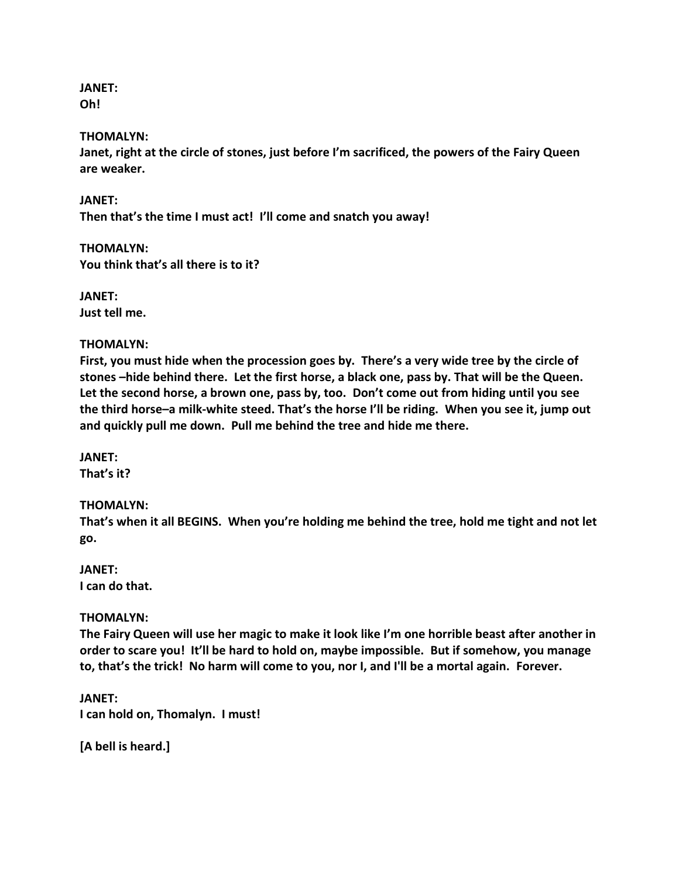**JANET:**
**Oh!**

**THOMALYN:**
**Janet, right at the circle of stones, just before I'm sacrificed, the powers of the Fairy Queen are weaker.**

**JANET:**
**Then that's the time I must act! I'll come and snatch you away!**

**THOMALYN:**
**You think that's all there is to it?**

**JANET:**
**Just tell me.**

**THOMALYN:**
**First, you must hide when the procession goes by. There's a very wide tree by the circle of stones –hide behind there. Let the first horse, a black one, pass by. That will be the Queen. Let the second horse, a brown one, pass by, too. Don't come out from hiding until you see the third horse–a milk-white steed. That's the horse I'll be riding. When you see it, jump out and quickly pull me down. Pull me behind the tree and hide me there.**

**JANET:**
**That's it?**

**THOMALYN:**
**That's when it all BEGINS. When you're holding me behind the tree, hold me tight and not let go.**

**JANET:**
**I can do that.**

**THOMALYN:**
**The Fairy Queen will use her magic to make it look like I'm one horrible beast after another in order to scare you! It'll be hard to hold on, maybe impossible. But if somehow, you manage to, that's the trick! No harm will come to you, nor I, and I'll be a mortal again. Forever.**

**JANET:**
**I can hold on, Thomalyn. I must!**

**[A bell is heard.]**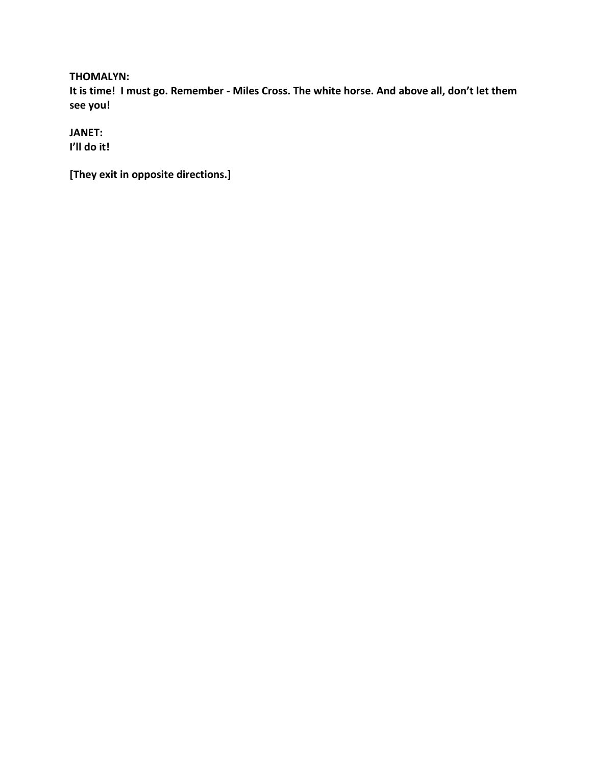**THOMALYN:**
**It is time! I must go. Remember - Miles Cross. The white horse. And above all, don't let them see you!**

**JANET:**
**I'll do it!**

**[They exit in opposite directions.]**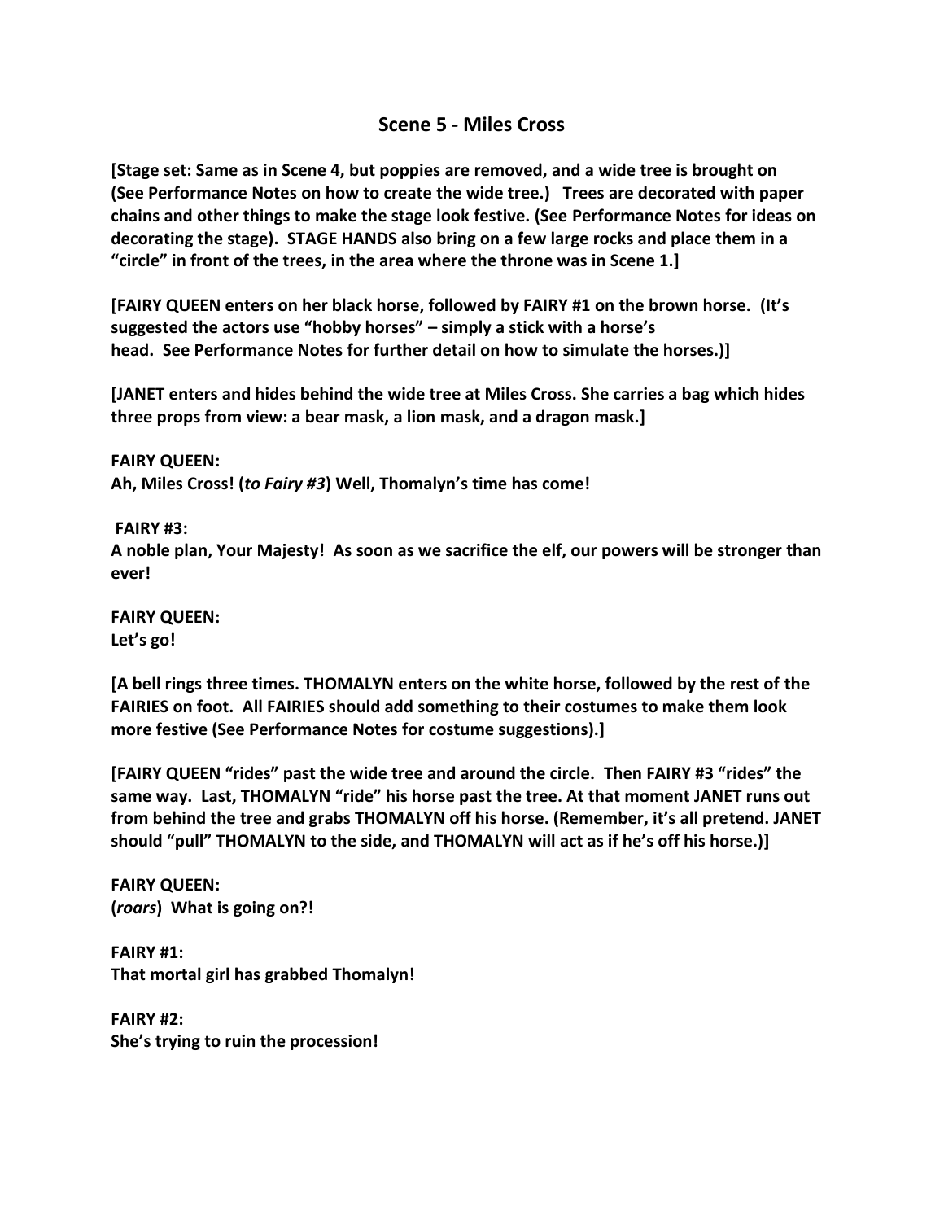## Scene 5 - Miles Cross

**[Stage set: Same as in Scene 4, but poppies are removed, and a wide tree is brought on (See Performance Notes on how to create the wide tree.) Trees are decorated with paper chains and other things to make the stage look festive. (See Performance Notes for ideas on decorating the stage). STAGE HANDS also bring on a few large rocks and place them in a "circle" in front of the trees, in the area where the throne was in Scene 1.]**

**[FAIRY QUEEN enters on her black horse, followed by FAIRY #1 on the brown horse. (It's suggested the actors use "hobby horses" – simply a stick with a horse's head. See Performance Notes for further detail on how to simulate the horses.)]**

**[JANET enters and hides behind the wide tree at Miles Cross. She carries a bag which hides three props from view: a bear mask, a lion mask, and a dragon mask.]**

**FAIRY QUEEN:**
**Ah, Miles Cross! (*to Fairy #3*) Well, Thomalyn's time has come!**

**FAIRY #3:**
**A noble plan, Your Majesty! As soon as we sacrifice the elf, our powers will be stronger than ever!**

**FAIRY QUEEN:**
**Let's go!**

**[A bell rings three times. THOMALYN enters on the white horse, followed by the rest of the FAIRIES on foot. All FAIRIES should add something to their costumes to make them look more festive (See Performance Notes for costume suggestions).]**

**[FAIRY QUEEN "rides" past the wide tree and around the circle. Then FAIRY #3 "rides" the same way. Last, THOMALYN "ride" his horse past the tree. At that moment JANET runs out from behind the tree and grabs THOMALYN off his horse. (Remember, it's all pretend. JANET should "pull" THOMALYN to the side, and THOMALYN will act as if he's off his horse.)]**

**FAIRY QUEEN:**
**(*roars*) What is going on?!**

**FAIRY #1:**
**That mortal girl has grabbed Thomalyn!**

**FAIRY #2:**
**She's trying to ruin the procession!**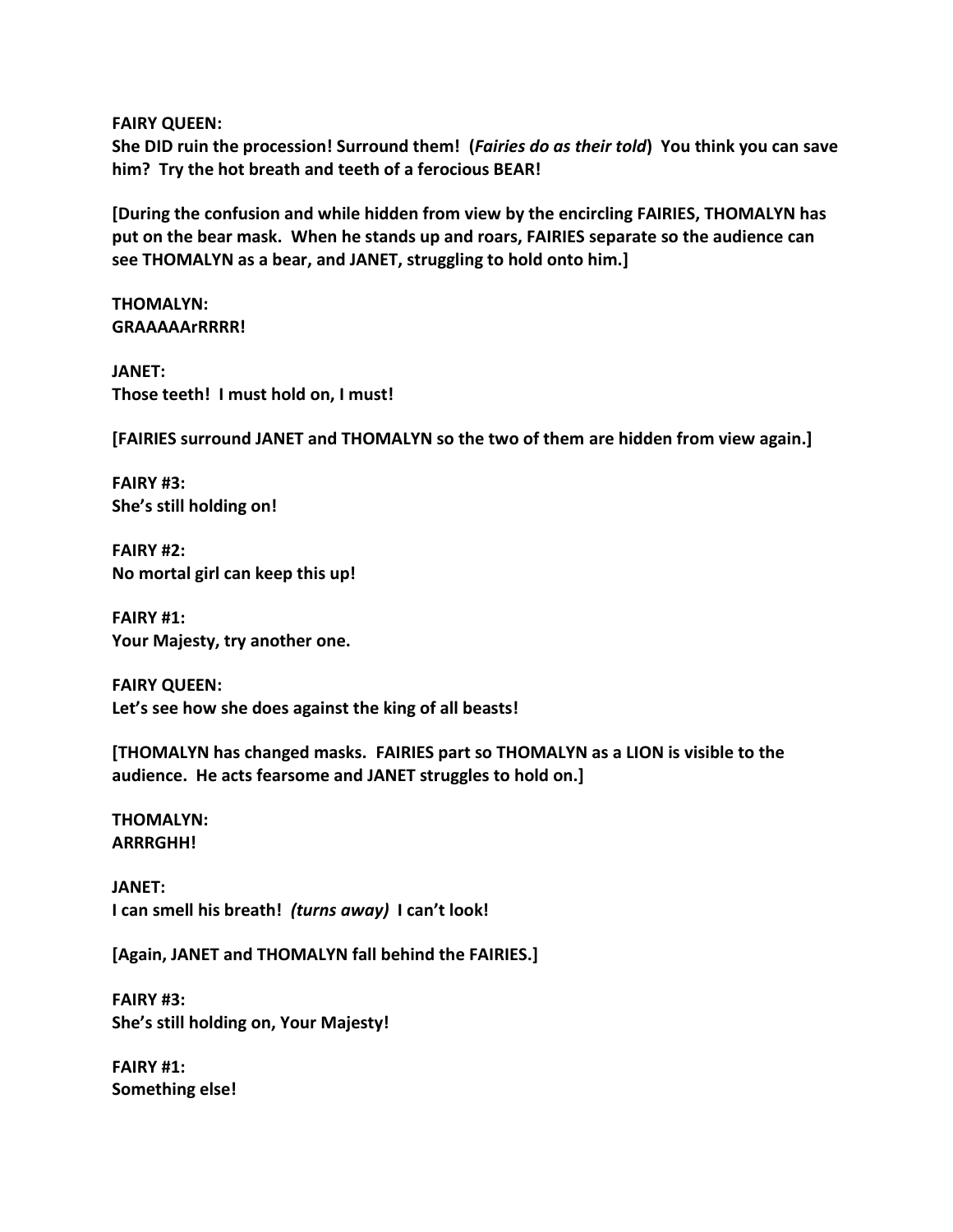**FAIRY QUEEN:**
**She DID ruin the procession! Surround them! (*Fairies do as their told*) You think you can save him? Try the hot breath and teeth of a ferocious BEAR!**

**[During the confusion and while hidden from view by the encircling FAIRIES, THOMALYN has put on the bear mask. When he stands up and roars, FAIRIES separate so the audience can see THOMALYN as a bear, and JANET, struggling to hold onto him.]**

**THOMALYN:**
**GRAAAAArRRRR!**

**JANET:**
**Those teeth! I must hold on, I must!**

**[FAIRIES surround JANET and THOMALYN so the two of them are hidden from view again.]**

**FAIRY #3:**
**She's still holding on!**

**FAIRY #2:**
**No mortal girl can keep this up!**

**FAIRY #1:**
**Your Majesty, try another one.**

**FAIRY QUEEN:**
**Let's see how she does against the king of all beasts!**

**[THOMALYN has changed masks. FAIRIES part so THOMALYN as a LION is visible to the audience. He acts fearsome and JANET struggles to hold on.]**

**THOMALYN:**
**ARRRGHH!**

**JANET:**
**I can smell his breath! *(turns away)* I can't look!**

**[Again, JANET and THOMALYN fall behind the FAIRIES.]**

**FAIRY #3:**
**She's still holding on, Your Majesty!**

**FAIRY #1:**
**Something else!**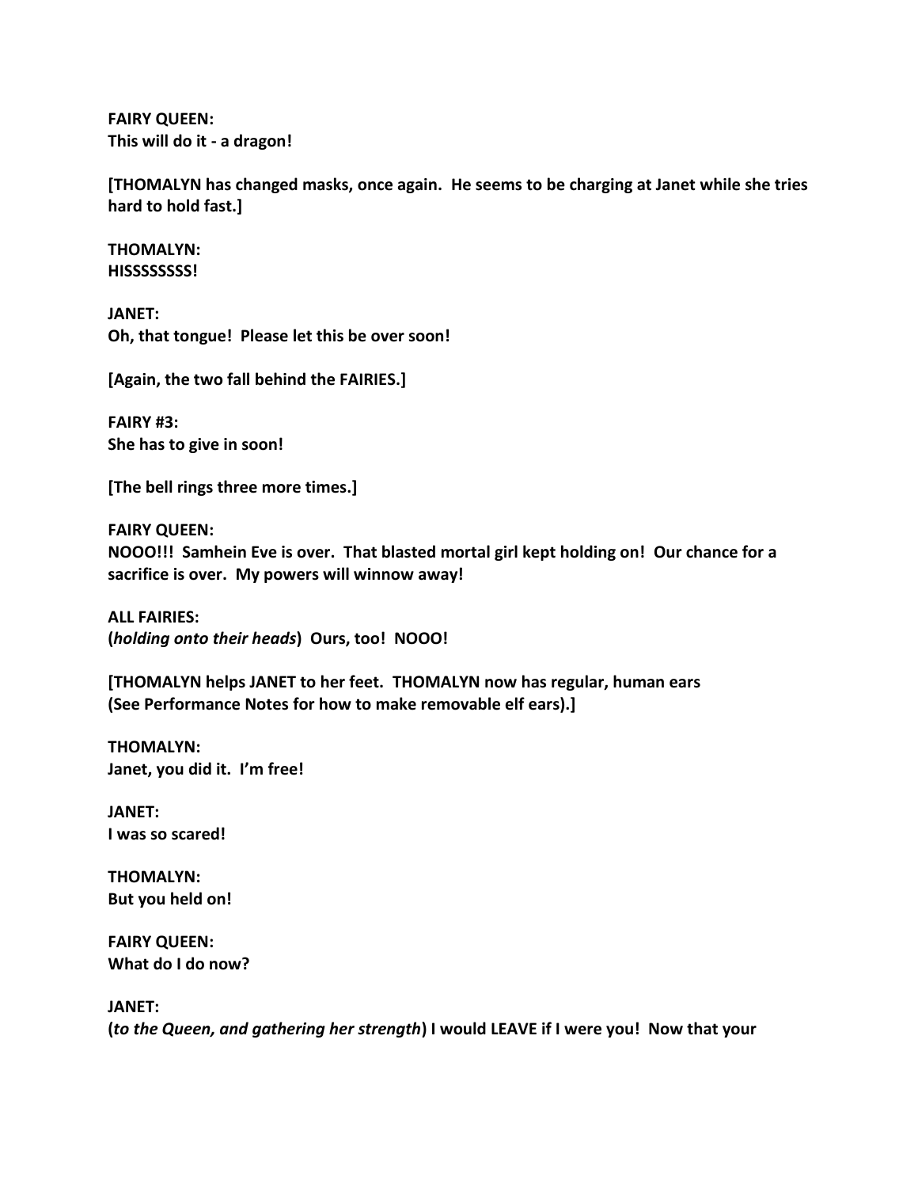**FAIRY QUEEN:**
**This will do it - a dragon!**

**[THOMALYN has changed masks, once again. He seems to be charging at Janet while she tries hard to hold fast.]**

**THOMALYN:**
**HISSSSSSSS!**

**JANET:**
**Oh, that tongue! Please let this be over soon!**

**[Again, the two fall behind the FAIRIES.]**

**FAIRY #3:**
**She has to give in soon!**

**[The bell rings three more times.]**

**FAIRY QUEEN:**
**NOOO!!! Samhein Eve is over. That blasted mortal girl kept holding on! Our chance for a sacrifice is over. My powers will winnow away!**

**ALL FAIRIES:**
**(*holding onto their heads*) Ours, too! NOOO!**

**[THOMALYN helps JANET to her feet. THOMALYN now has regular, human ears (See Performance Notes for how to make removable elf ears).]**

**THOMALYN:**
**Janet, you did it. I'm free!**

**JANET:**
**I was so scared!**

**THOMALYN:**
**But you held on!**

**FAIRY QUEEN:**
**What do I do now?**

**JANET:**
**(*to the Queen, and gathering her strength*) I would LEAVE if I were you! Now that your**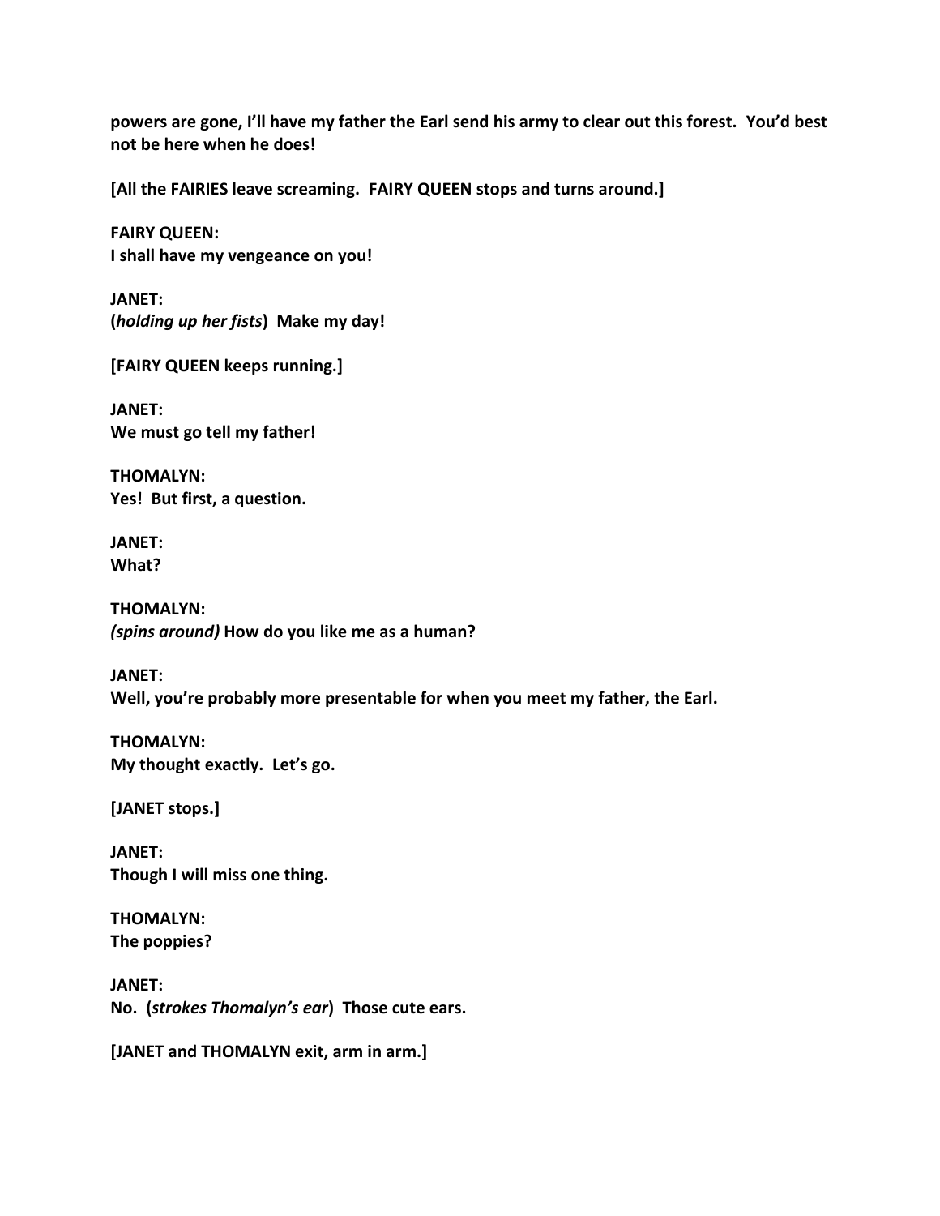**powers are gone, I'll have my father the Earl send his army to clear out this forest. You'd best not be here when he does!**

**[All the FAIRIES leave screaming. FAIRY QUEEN stops and turns around.]**

**FAIRY QUEEN:**
**I shall have my vengeance on you!**

**JANET:**
**(*holding up her fists*) Make my day!**

**[FAIRY QUEEN keeps running.]**

**JANET:**
**We must go tell my father!**

**THOMALYN:**
**Yes! But first, a question.**

**JANET:**
**What?**

**THOMALYN:**
***(spins around)* How do you like me as a human?**

**JANET:**
**Well, you're probably more presentable for when you meet my father, the Earl.**

**THOMALYN:**
**My thought exactly. Let's go.**

**[JANET stops.]**

**JANET:**
**Though I will miss one thing.**

**THOMALYN:**
**The poppies?**

**JANET:**
**No. (*strokes Thomalyn's ear*) Those cute ears.**

**[JANET and THOMALYN exit, arm in arm.]**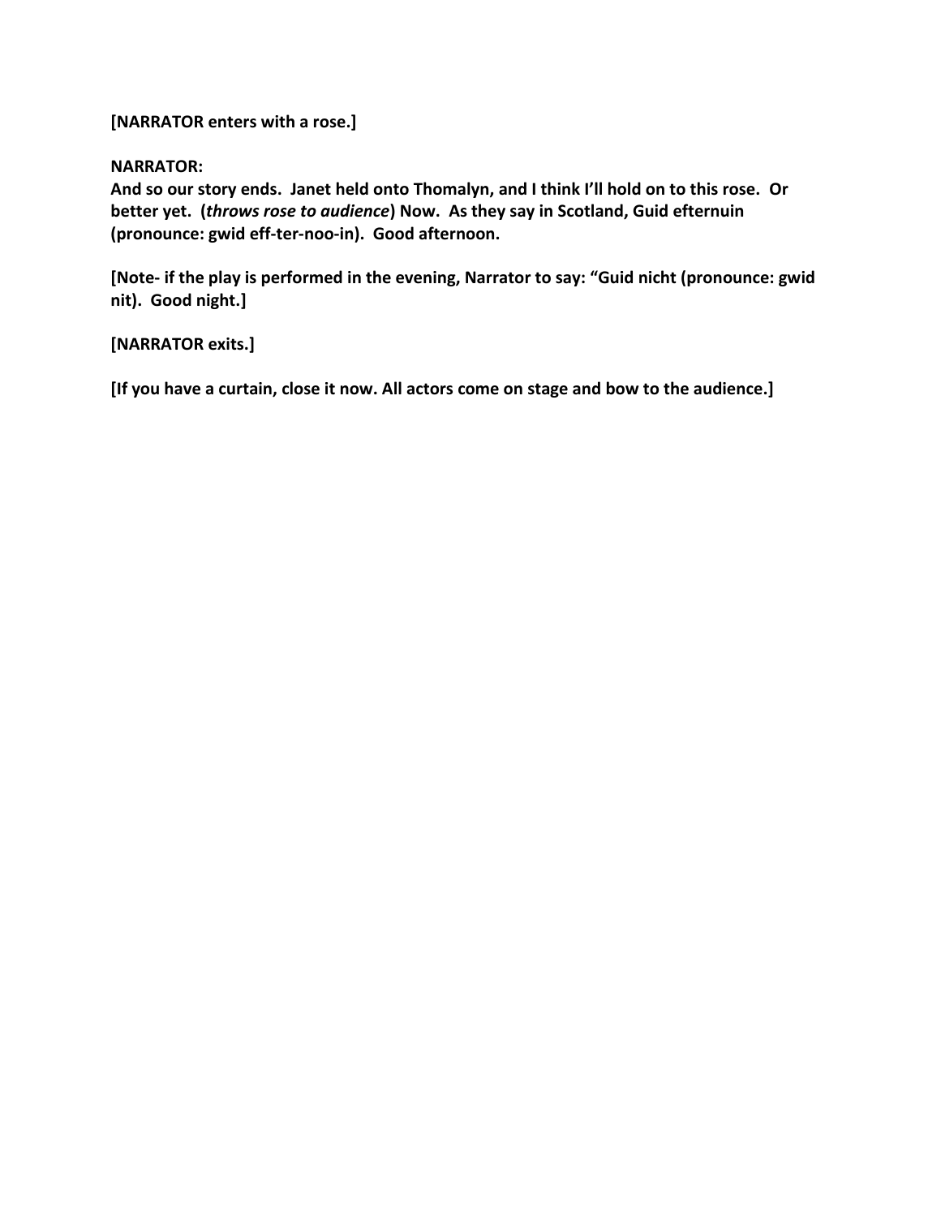**[NARRATOR enters with a rose.]**

**NARRATOR:**
**And so our story ends. Janet held onto Thomalyn, and I think I'll hold on to this rose. Or better yet. (*throws rose to audience*) Now. As they say in Scotland, Guid efternuin (pronounce: gwid eff-ter-noo-in). Good afternoon.**

**[Note- if the play is performed in the evening, Narrator to say: "Guid nicht (pronounce: gwid nit). Good night.]**

**[NARRATOR exits.]**

**[If you have a curtain, close it now. All actors come on stage and bow to the audience.]**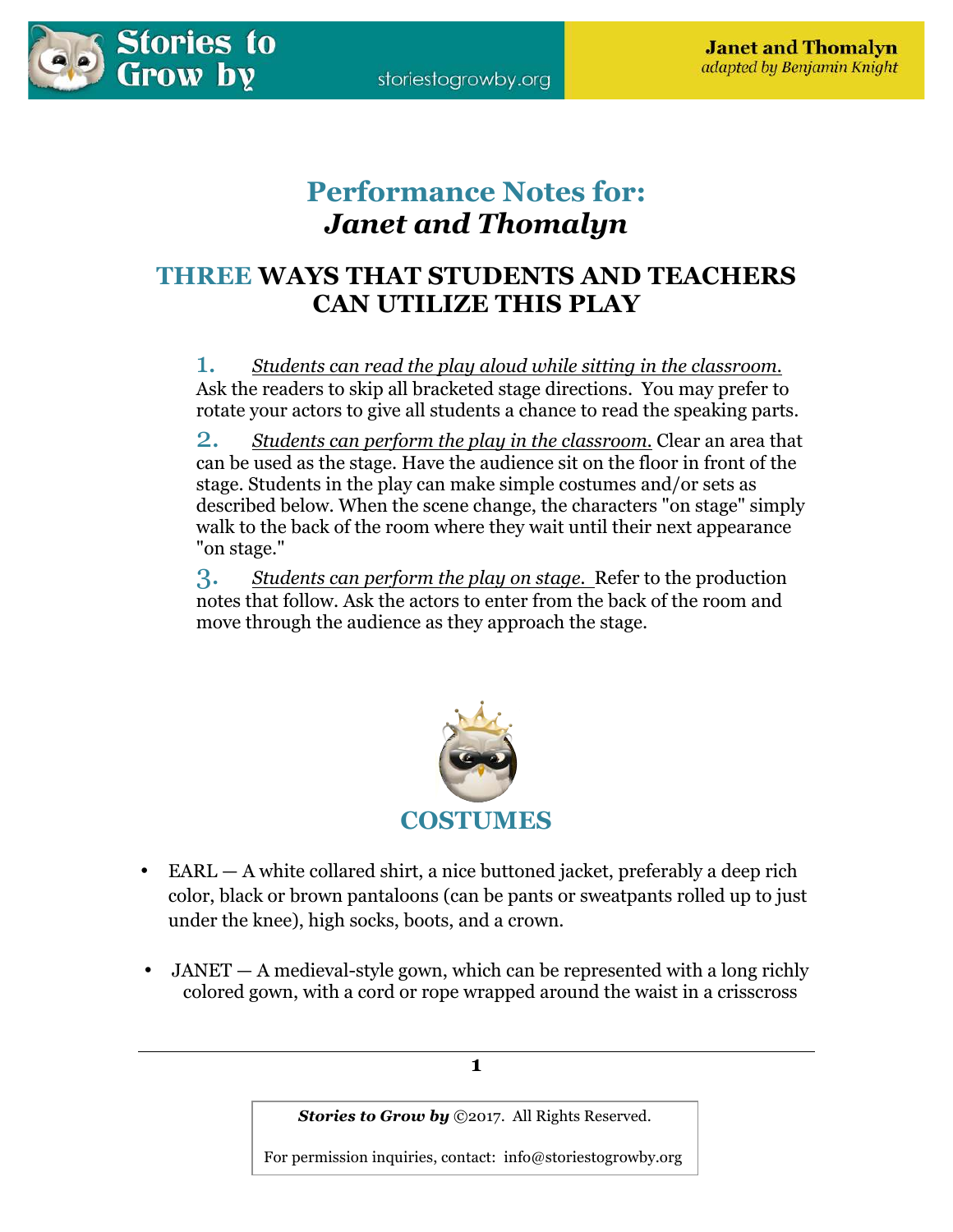# Performance Notes for: *Janet and Thomalyn*

## THREE WAYS THAT STUDENTS AND TEACHERS CAN UTILIZE THIS PLAY

1. *Students can read the play aloud while sitting in the classroom.* Ask the readers to skip all bracketed stage directions. You may prefer to rotate your actors to give all students a chance to read the speaking parts.

2. *Students can perform the play in the classroom.* Clear an area that can be used as the stage. Have the audience sit on the floor in front of the stage. Students in the play can make simple costumes and/or sets as described below. When the scene change, the characters "on stage" simply walk to the back of the room where they wait until their next appearance "on stage."

3. *Students can perform the play on stage.* Refer to the production notes that follow. Ask the actors to enter from the back of the room and move through the audience as they approach the stage.

## COSTUMES

- EARL — A white collared shirt, a nice buttoned jacket, preferably a deep rich color, black or brown pantaloons (can be pants or sweatpants rolled up to just under the knee), high socks, boots, and a crown.

- JANET — A medieval-style gown, which can be represented with a long richly colored gown, with a cord or rope wrapped around the waist in a crisscross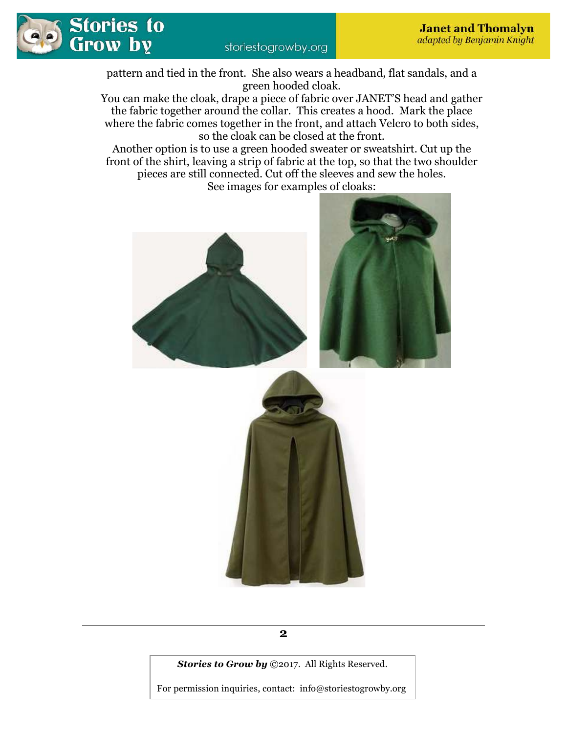pattern and tied in the front. She also wears a headband, flat sandals, and a green hooded cloak.

You can make the cloak, drape a piece of fabric over JANET'S head and gather the fabric together around the collar. This creates a hood. Mark the place where the fabric comes together in the front, and attach Velcro to both sides, so the cloak can be closed at the front.

Another option is to use a green hooded sweater or sweatshirt. Cut up the front of the shirt, leaving a strip of fabric at the top, so that the two shoulder pieces are still connected. Cut off the sleeves and sew the holes.

See images for examples of cloaks:

***Stories to Grow by*** ©2017. All Rights Reserved.

For permission inquiries, contact: info@storiestogrowby.org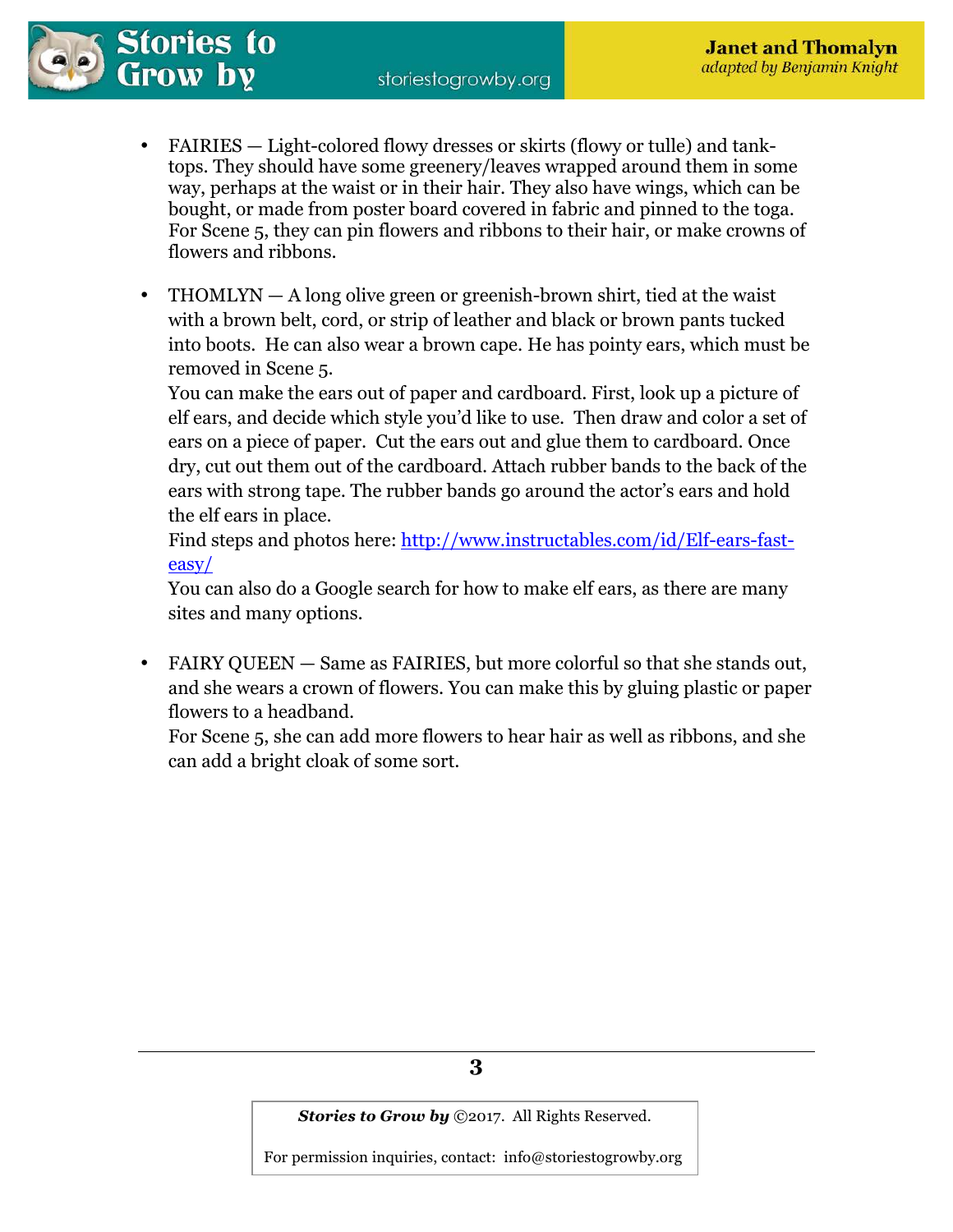- FAIRIES — Light-colored flowy dresses or skirts (flowy or tulle) and tank-tops. They should have some greenery/leaves wrapped around them in some way, perhaps at the waist or in their hair. They also have wings, which can be bought, or made from poster board covered in fabric and pinned to the toga. For Scene 5, they can pin flowers and ribbons to their hair, or make crowns of flowers and ribbons.

- THOMLYN — A long olive green or greenish-brown shirt, tied at the waist with a brown belt, cord, or strip of leather and black or brown pants tucked into boots. He can also wear a brown cape. He has pointy ears, which must be removed in Scene 5.
  You can make the ears out of paper and cardboard. First, look up a picture of elf ears, and decide which style you'd like to use. Then draw and color a set of ears on a piece of paper. Cut the ears out and glue them to cardboard. Once dry, cut out them out of the cardboard. Attach rubber bands to the back of the ears with strong tape. The rubber bands go around the actor's ears and hold the elf ears in place.
  Find steps and photos here: http://www.instructables.com/id/Elf-ears-fast-easy/
  You can also do a Google search for how to make elf ears, as there are many sites and many options.

- FAIRY QUEEN — Same as FAIRIES, but more colorful so that she stands out, and she wears a crown of flowers. You can make this by gluing plastic or paper flowers to a headband.
  For Scene 5, she can add more flowers to hear hair as well as ribbons, and she can add a bright cloak of some sort.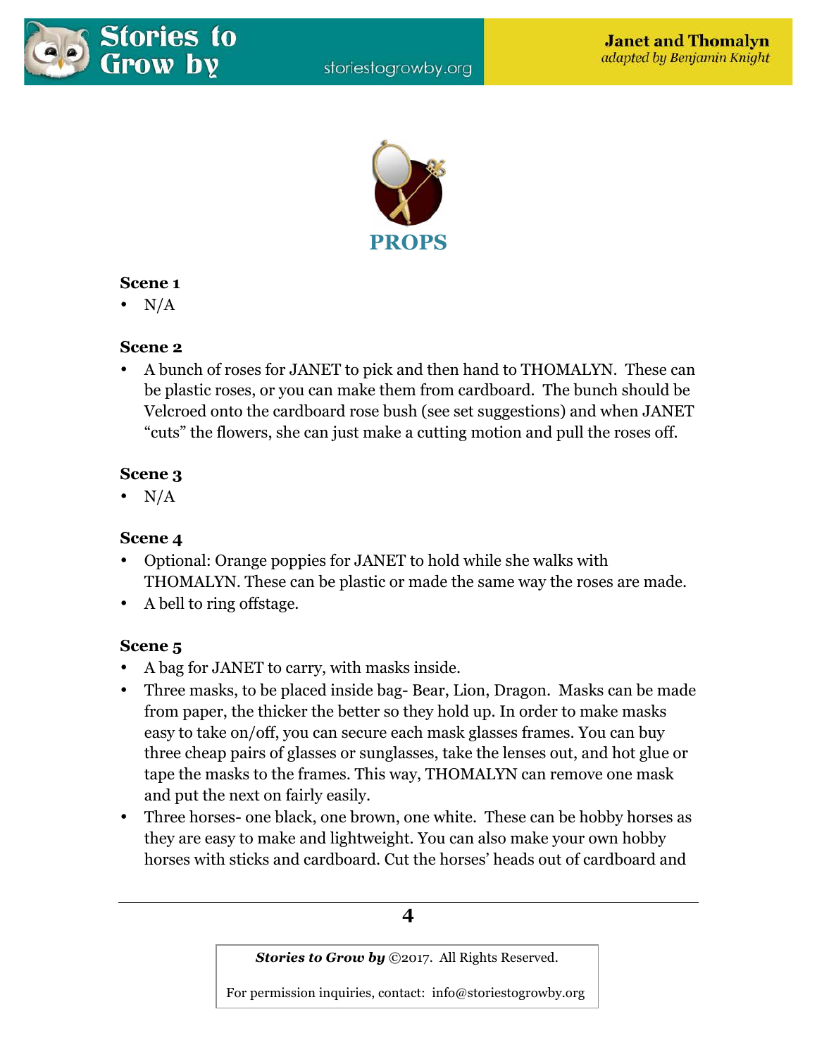# PROPS

**Scene 1**

- N/A

**Scene 2**

- A bunch of roses for JANET to pick and then hand to THOMALYN. These can be plastic roses, or you can make them from cardboard. The bunch should be Velcroed onto the cardboard rose bush (see set suggestions) and when JANET "cuts" the flowers, she can just make a cutting motion and pull the roses off.

**Scene 3**

- N/A

**Scene 4**

- Optional: Orange poppies for JANET to hold while she walks with THOMALYN. These can be plastic or made the same way the roses are made.
- A bell to ring offstage.

**Scene 5**

- A bag for JANET to carry, with masks inside.
- Three masks, to be placed inside bag- Bear, Lion, Dragon. Masks can be made from paper, the thicker the better so they hold up. In order to make masks easy to take on/off, you can secure each mask glasses frames. You can buy three cheap pairs of glasses or sunglasses, take the lenses out, and hot glue or tape the masks to the frames. This way, THOMALYN can remove one mask and put the next on fairly easily.
- Three horses- one black, one brown, one white. These can be hobby horses as they are easy to make and lightweight. You can also make your own hobby horses with sticks and cardboard. Cut the horses' heads out of cardboard and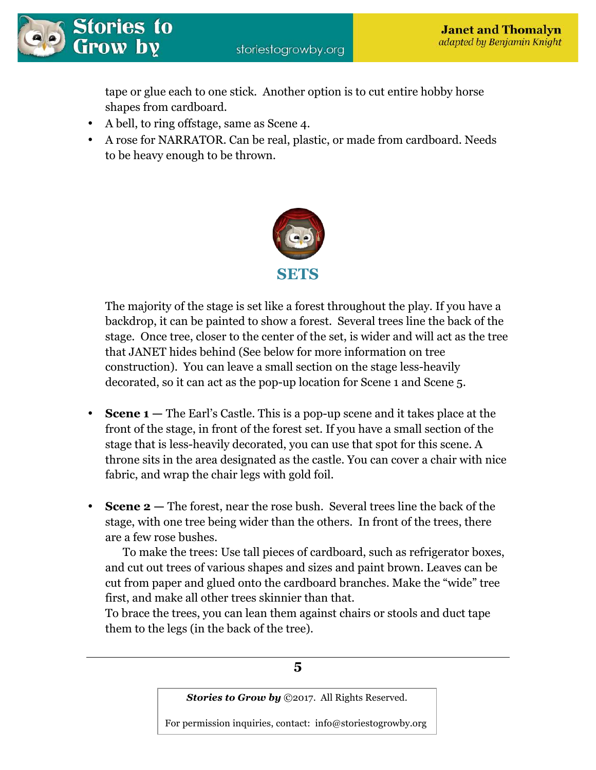tape or glue each to one stick. Another option is to cut entire hobby horse shapes from cardboard.

- A bell, to ring offstage, same as Scene 4.
- A rose for NARRATOR. Can be real, plastic, or made from cardboard. Needs to be heavy enough to be thrown.

## SETS

The majority of the stage is set like a forest throughout the play. If you have a backdrop, it can be painted to show a forest. Several trees line the back of the stage. Once tree, closer to the center of the set, is wider and will act as the tree that JANET hides behind (See below for more information on tree construction). You can leave a small section on the stage less-heavily decorated, so it can act as the pop-up location for Scene 1 and Scene 5.

- **Scene 1 —** The Earl's Castle. This is a pop-up scene and it takes place at the front of the stage, in front of the forest set. If you have a small section of the stage that is less-heavily decorated, you can use that spot for this scene. A throne sits in the area designated as the castle. You can cover a chair with nice fabric, and wrap the chair legs with gold foil.

- **Scene 2 —** The forest, near the rose bush. Several trees line the back of the stage, with one tree being wider than the others. In front of the trees, there are a few rose bushes.

  To make the trees: Use tall pieces of cardboard, such as refrigerator boxes, and cut out trees of various shapes and sizes and paint brown. Leaves can be cut from paper and glued onto the cardboard branches. Make the "wide" tree first, and make all other trees skinnier than that.
  To brace the trees, you can lean them against chairs or stools and duct tape them to the legs (in the back of the tree).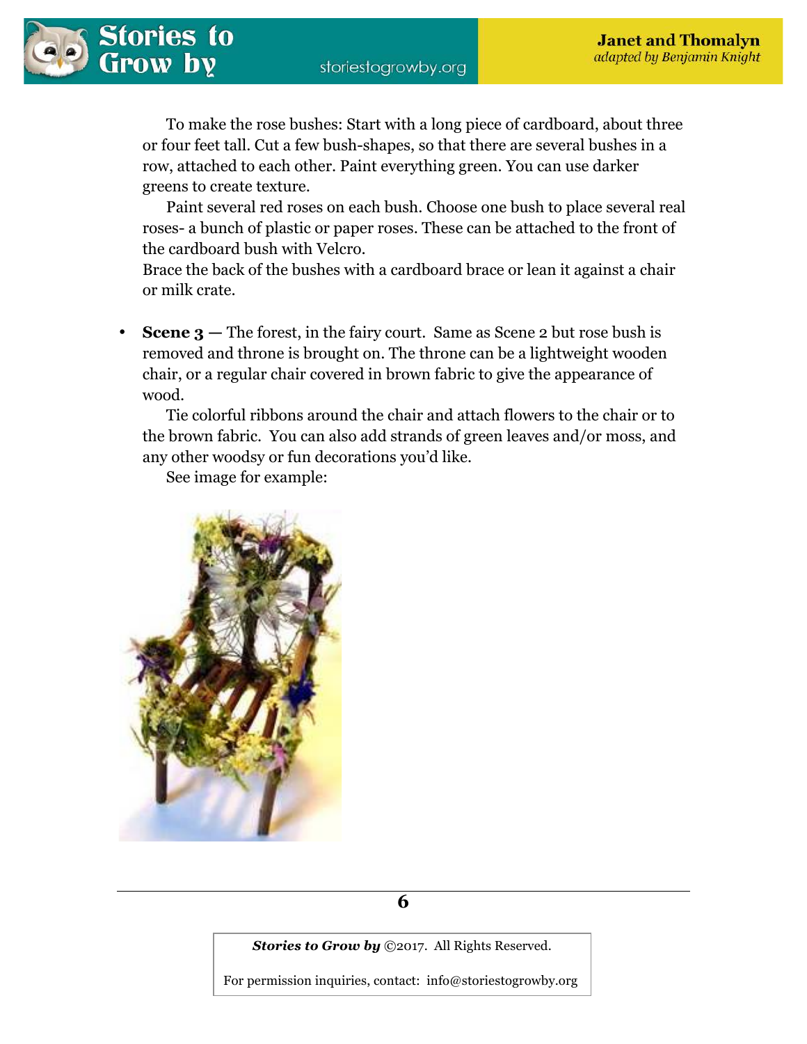To make the rose bushes: Start with a long piece of cardboard, about three or four feet tall. Cut a few bush-shapes, so that there are several bushes in a row, attached to each other. Paint everything green. You can use darker greens to create texture.

Paint several red roses on each bush. Choose one bush to place several real roses- a bunch of plastic or paper roses. These can be attached to the front of the cardboard bush with Velcro.

Brace the back of the bushes with a cardboard brace or lean it against a chair or milk crate.

- **Scene 3 —** The forest, in the fairy court. Same as Scene 2 but rose bush is removed and throne is brought on. The throne can be a lightweight wooden chair, or a regular chair covered in brown fabric to give the appearance of wood.

  Tie colorful ribbons around the chair and attach flowers to the chair or to the brown fabric. You can also add strands of green leaves and/or moss, and any other woodsy or fun decorations you'd like.

  See image for example:

***Stories to Grow by*** ©2017. All Rights Reserved.

For permission inquiries, contact: info@storiestogrowby.org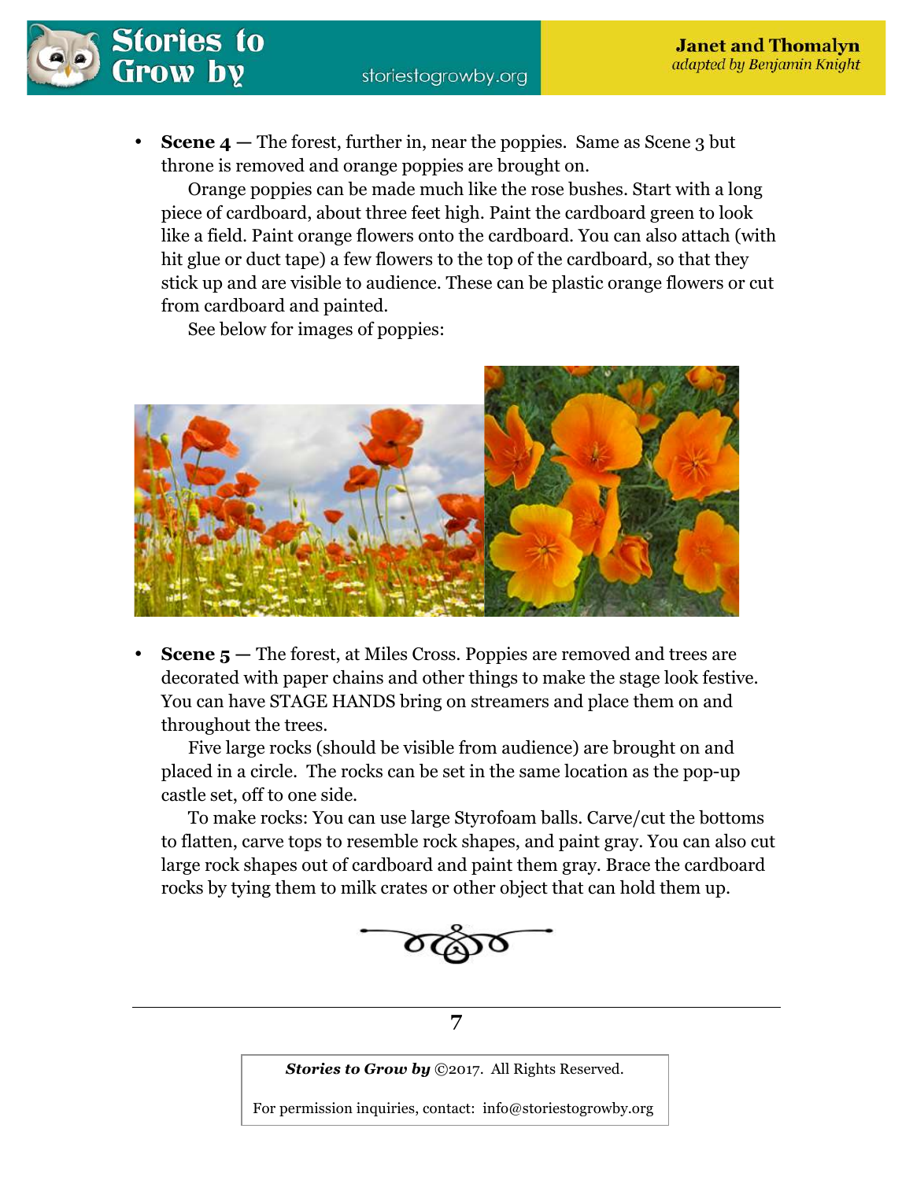- **Scene 4 —** The forest, further in, near the poppies. Same as Scene 3 but throne is removed and orange poppies are brought on.

  Orange poppies can be made much like the rose bushes. Start with a long piece of cardboard, about three feet high. Paint the cardboard green to look like a field. Paint orange flowers onto the cardboard. You can also attach (with hit glue or duct tape) a few flowers to the top of the cardboard, so that they stick up and are visible to audience. These can be plastic orange flowers or cut from cardboard and painted.

  See below for images of poppies:

- **Scene 5 —** The forest, at Miles Cross. Poppies are removed and trees are decorated with paper chains and other things to make the stage look festive. You can have STAGE HANDS bring on streamers and place them on and throughout the trees.

  Five large rocks (should be visible from audience) are brought on and placed in a circle. The rocks can be set in the same location as the pop-up castle set, off to one side.

  To make rocks: You can use large Styrofoam balls. Carve/cut the bottoms to flatten, carve tops to resemble rock shapes, and paint gray. You can also cut large rock shapes out of cardboard and paint them gray. Brace the cardboard rocks by tying them to milk crates or other object that can hold them up.

*Stories to Grow by* ©2017. All Rights Reserved.

For permission inquiries, contact: info@storiestogrowby.org